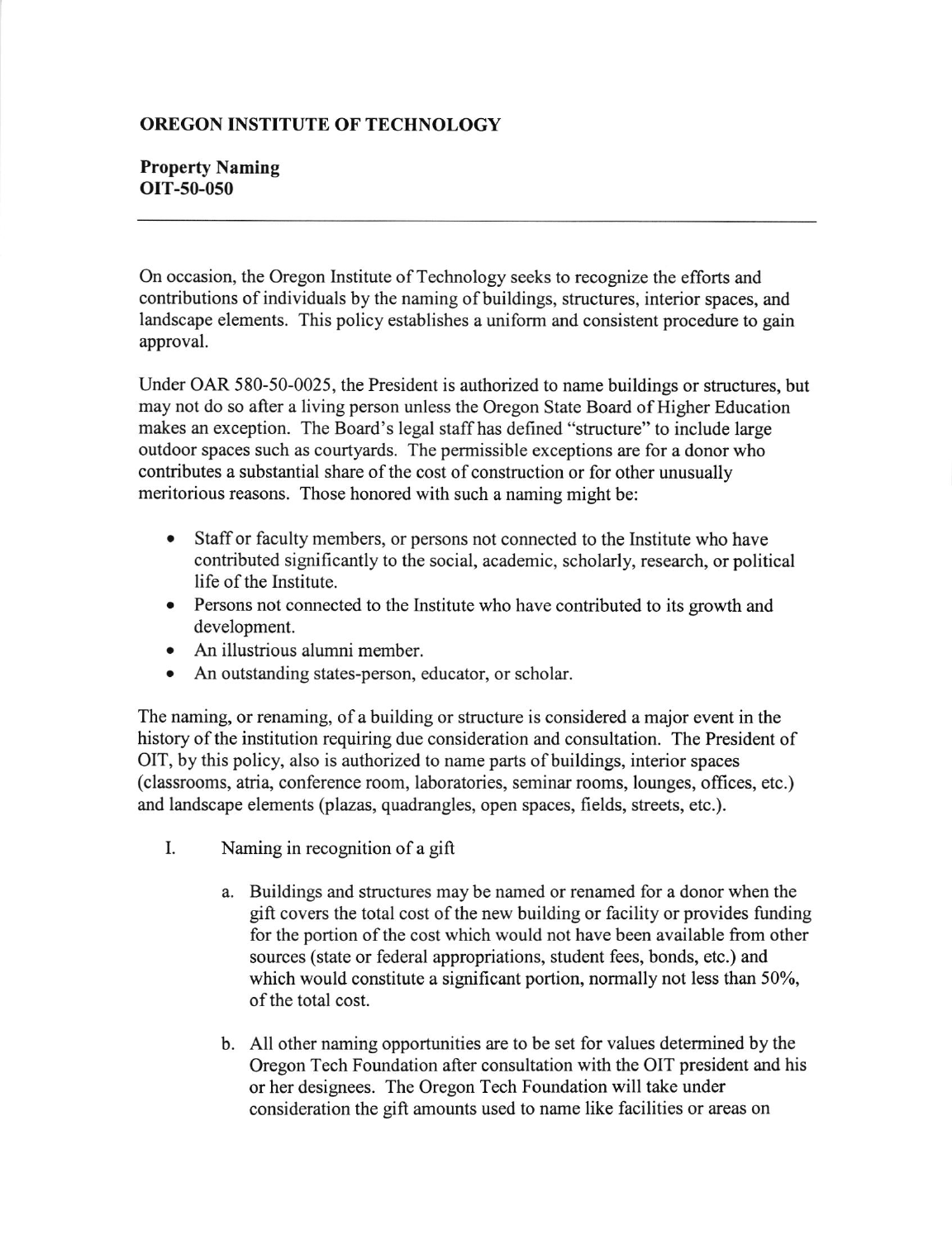**OREGON INSTITUTE OF TECHNOLOGY**

**Property Naming**
**OIT-50-050**

---

On occasion, the Oregon Institute of Technology seeks to recognize the efforts and contributions of individuals by the naming of buildings, structures, interior spaces, and landscape elements. This policy establishes a uniform and consistent procedure to gain approval.

Under OAR 580-50-0025, the President is authorized to name buildings or structures, but may not do so after a living person unless the Oregon State Board of Higher Education makes an exception. The Board's legal staff has defined "structure" to include large outdoor spaces such as courtyards. The permissible exceptions are for a donor who contributes a substantial share of the cost of construction or for other unusually meritorious reasons. Those honored with such a naming might be:

- Staff or faculty members, or persons not connected to the Institute who have contributed significantly to the social, academic, scholarly, research, or political life of the Institute.
- Persons not connected to the Institute who have contributed to its growth and development.
- An illustrious alumni member.
- An outstanding states-person, educator, or scholar.

The naming, or renaming, of a building or structure is considered a major event in the history of the institution requiring due consideration and consultation. The President of OIT, by this policy, also is authorized to name parts of buildings, interior spaces (classrooms, atria, conference room, laboratories, seminar rooms, lounges, offices, etc.) and landscape elements (plazas, quadrangles, open spaces, fields, streets, etc.).

I. Naming in recognition of a gift

   a. Buildings and structures may be named or renamed for a donor when the gift covers the total cost of the new building or facility or provides funding for the portion of the cost which would not have been available from other sources (state or federal appropriations, student fees, bonds, etc.) and which would constitute a significant portion, normally not less than 50%, of the total cost.

   b. All other naming opportunities are to be set for values determined by the Oregon Tech Foundation after consultation with the OIT president and his or her designees. The Oregon Tech Foundation will take under consideration the gift amounts used to name like facilities or areas on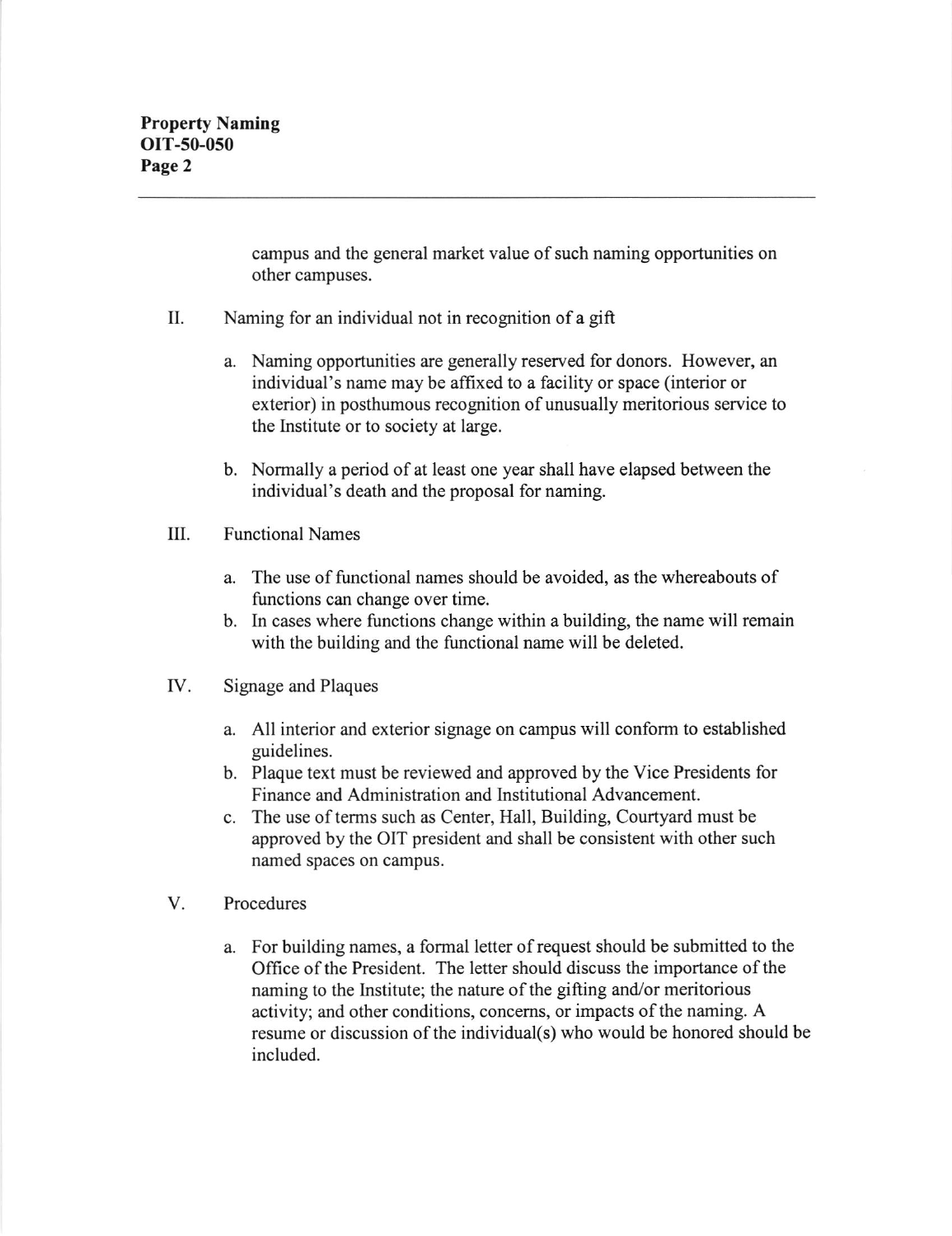campus and the general market value of such naming opportunities on other campuses.

II. Naming for an individual not in recognition of a gift

   a. Naming opportunities are generally reserved for donors. However, an individual's name may be affixed to a facility or space (interior or exterior) in posthumous recognition of unusually meritorious service to the Institute or to society at large.

   b. Normally a period of at least one year shall have elapsed between the individual's death and the proposal for naming.

III. Functional Names

   a. The use of functional names should be avoided, as the whereabouts of functions can change over time.
   b. In cases where functions change within a building, the name will remain with the building and the functional name will be deleted.

IV. Signage and Plaques

   a. All interior and exterior signage on campus will conform to established guidelines.
   b. Plaque text must be reviewed and approved by the Vice Presidents for Finance and Administration and Institutional Advancement.
   c. The use of terms such as Center, Hall, Building, Courtyard must be approved by the OIT president and shall be consistent with other such named spaces on campus.

V. Procedures

   a. For building names, a formal letter of request should be submitted to the Office of the President. The letter should discuss the importance of the naming to the Institute; the nature of the gifting and/or meritorious activity; and other conditions, concerns, or impacts of the naming. A resume or discussion of the individual(s) who would be honored should be included.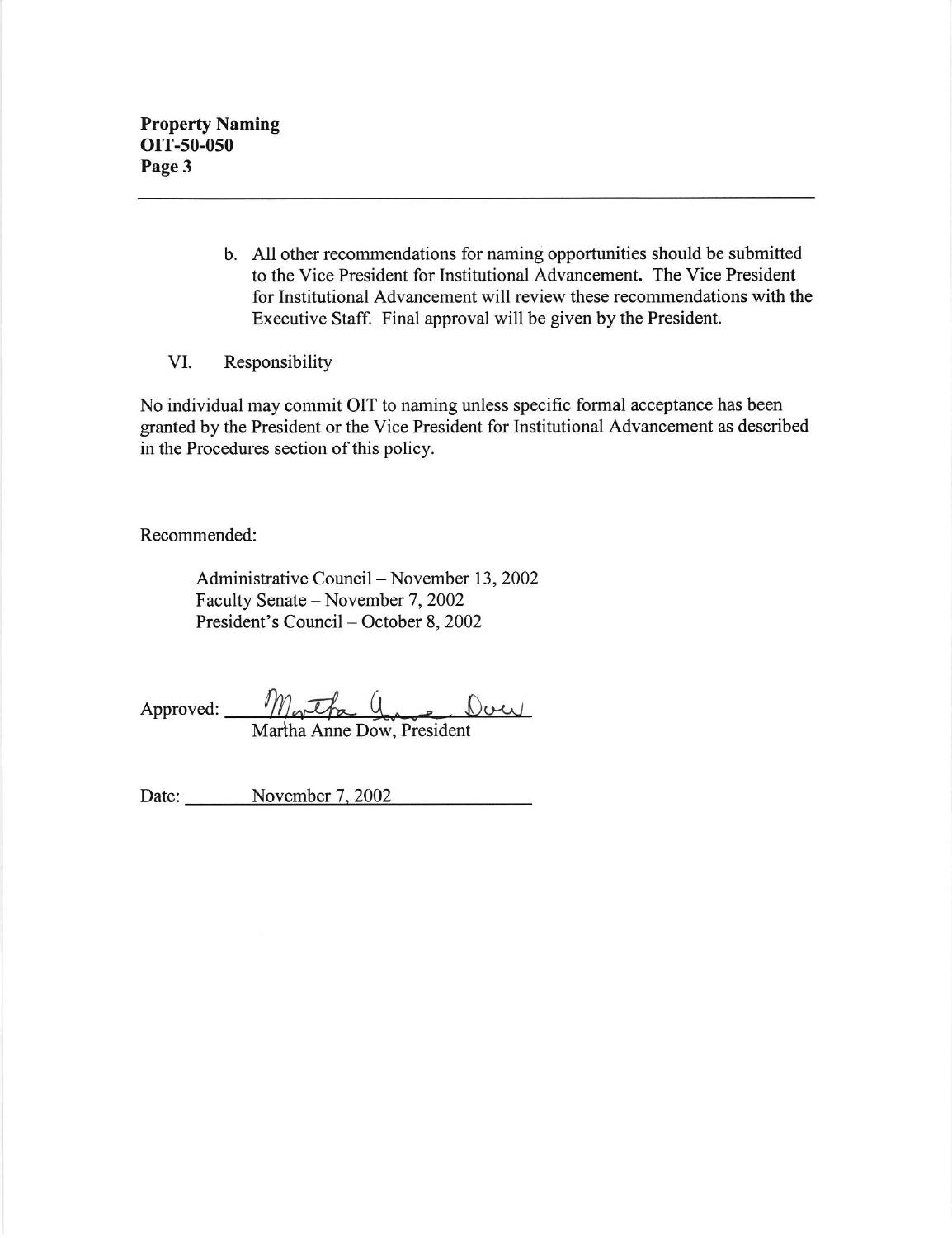b. All other recommendations for naming opportunities should be submitted to the Vice President for Institutional Advancement. The Vice President for Institutional Advancement will review these recommendations with the Executive Staff. Final approval will be given by the President.

VI. Responsibility

No individual may commit OIT to naming unless specific formal acceptance has been granted by the President or the Vice President for Institutional Advancement as described in the Procedures section of this policy.

Recommended:

Administrative Council – November 13, 2002
Faculty Senate – November 7, 2002
President's Council – October 8, 2002

Approved: Martha Anne Dow
Martha Anne Dow, President

Date: November 7, 2002